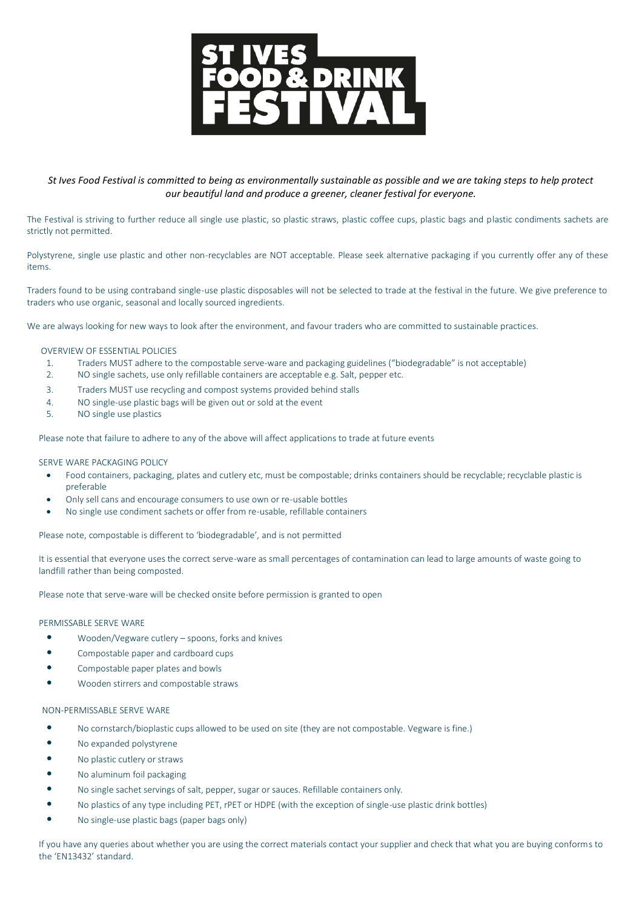# ST IVES FOOD & DRINK FESTIVAL

*St Ives Food Festival is committed to being as environmentally sustainable as possible and we are taking steps to help protect our beautiful land and produce a greener, cleaner festival for everyone.*

The Festival is striving to further reduce all single use plastic, so plastic straws, plastic coffee cups, plastic bags and plastic condiments sachets are strictly not permitted.

Polystyrene, single use plastic and other non-recyclables are NOT acceptable. Please seek alternative packaging if you currently offer any of these items.

Traders found to be using contraband single-use plastic disposables will not be selected to trade at the festival in the future. We give preference to traders who use organic, seasonal and locally sourced ingredients.

We are always looking for new ways to look after the environment, and favour traders who are committed to sustainable practices.

## OVERVIEW OF ESSENTIAL POLICIES

1. Traders MUST adhere to the compostable serve-ware and packaging guidelines ("biodegradable" is not acceptable)
2. NO single sachets, use only refillable containers are acceptable e.g. Salt, pepper etc.
3. Traders MUST use recycling and compost systems provided behind stalls
4. NO single-use plastic bags will be given out or sold at the event
5. NO single use plastics

Please note that failure to adhere to any of the above will affect applications to trade at future events

## SERVE WARE PACKAGING POLICY

- Food containers, packaging, plates and cutlery etc, must be compostable; drinks containers should be recyclable; recyclable plastic is preferable
- Only sell cans and encourage consumers to use own or re-usable bottles
- No single use condiment sachets or offer from re-usable, refillable containers

Please note, compostable is different to 'biodegradable', and is not permitted

It is essential that everyone uses the correct serve-ware as small percentages of contamination can lead to large amounts of waste going to landfill rather than being composted.

Please note that serve-ware will be checked onsite before permission is granted to open

## PERMISSABLE SERVE WARE

- Wooden/Vegware cutlery – spoons, forks and knives
- Compostable paper and cardboard cups
- Compostable paper plates and bowls
- Wooden stirrers and compostable straws

## NON-PERMISSABLE SERVE WARE

- No cornstarch/bioplastic cups allowed to be used on site (they are not compostable. Vegware is fine.)
- No expanded polystyrene
- No plastic cutlery or straws
- No aluminum foil packaging
- No single sachet servings of salt, pepper, sugar or sauces. Refillable containers only.
- No plastics of any type including PET, rPET or HDPE (with the exception of single-use plastic drink bottles)
- No single-use plastic bags (paper bags only)

If you have any queries about whether you are using the correct materials contact your supplier and check that what you are buying conforms to the 'EN13432' standard.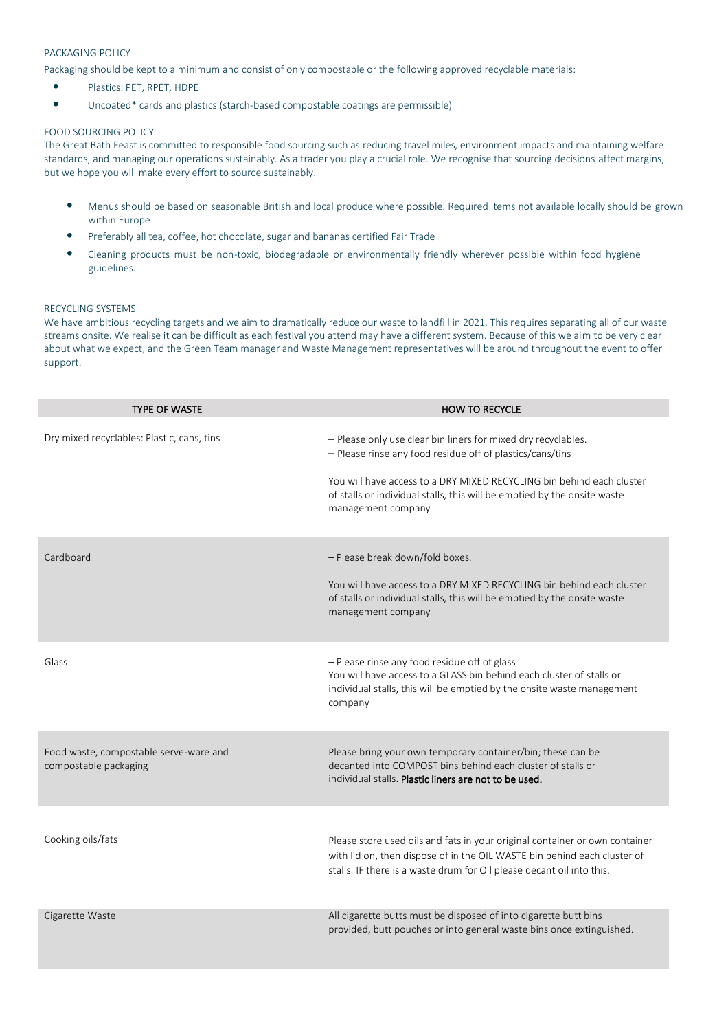PACKAGING POLICY

Packaging should be kept to a minimum and consist of only compostable or the following approved recyclable materials:

- Plastics: PET, RPET, HDPE
- Uncoated* cards and plastics (starch-based compostable coatings are permissible)

FOOD SOURCING POLICY

The Great Bath Feast is committed to responsible food sourcing such as reducing travel miles, environment impacts and maintaining welfare standards, and managing our operations sustainably. As a trader you play a crucial role. We recognise that sourcing decisions affect margins, but we hope you will make every effort to source sustainably.

- Menus should be based on seasonable British and local produce where possible. Required items not available locally should be grown within Europe
- Preferably all tea, coffee, hot chocolate, sugar and bananas certified Fair Trade
- Cleaning products must be non-toxic, biodegradable or environmentally friendly wherever possible within food hygiene guidelines.

RECYCLING SYSTEMS

We have ambitious recycling targets and we aim to dramatically reduce our waste to landfill in 2021. This requires separating all of our waste streams onsite. We realise it can be difficult as each festival you attend may have a different system. Because of this we aim to be very clear about what we expect, and the Green Team manager and Waste Management representatives will be around throughout the event to offer support.

| TYPE OF WASTE | HOW TO RECYCLE |
|---|---|
| Dry mixed recyclables: Plastic, cans, tins | – Please only use clear bin liners for mixed dry recyclables.<br>– Please rinse any food residue off of plastics/cans/tins<br><br>You will have access to a DRY MIXED RECYCLING bin behind each cluster of stalls or individual stalls, this will be emptied by the onsite waste management company |
| Cardboard | – Please break down/fold boxes.<br><br>You will have access to a DRY MIXED RECYCLING bin behind each cluster of stalls or individual stalls, this will be emptied by the onsite waste management company |
| Glass | – Please rinse any food residue off of glass<br>You will have access to a GLASS bin behind each cluster of stalls or individual stalls, this will be emptied by the onsite waste management company |
| Food waste, compostable serve-ware and compostable packaging | Please bring your own temporary container/bin; these can be decanted into COMPOST bins behind each cluster of stalls or individual stalls. **Plastic liners are not to be used.** |
| Cooking oils/fats | Please store used oils and fats in your original container or own container with lid on, then dispose of in the OIL WASTE bin behind each cluster of stalls. IF there is a waste drum for Oil please decant oil into this. |
| Cigarette Waste | All cigarette butts must be disposed of into cigarette butt bins provided, butt pouches or into general waste bins once extinguished. |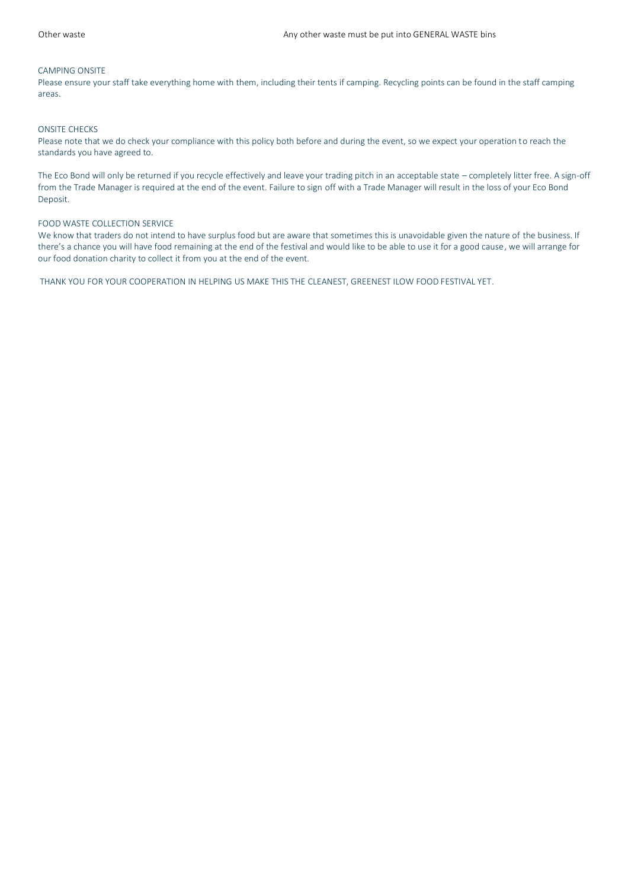| | |
|---|---|
| Other waste | Any other waste must be put into GENERAL WASTE bins |

CAMPING ONSITE

Please ensure your staff take everything home with them, including their tents if camping. Recycling points can be found in the staff camping areas.

ONSITE CHECKS

Please note that we do check your compliance with this policy both before and during the event, so we expect your operation to reach the standards you have agreed to.

The Eco Bond will only be returned if you recycle effectively and leave your trading pitch in an acceptable state – completely litter free. A sign-off from the Trade Manager is required at the end of the event. Failure to sign off with a Trade Manager will result in the loss of your Eco Bond Deposit.

FOOD WASTE COLLECTION SERVICE

We know that traders do not intend to have surplus food but are aware that sometimes this is unavoidable given the nature of the business. If there's a chance you will have food remaining at the end of the festival and would like to be able to use it for a good cause, we will arrange for our food donation charity to collect it from you at the end of the event.

THANK YOU FOR YOUR COOPERATION IN HELPING US MAKE THIS THE CLEANEST, GREENEST ILOW FOOD FESTIVAL YET.